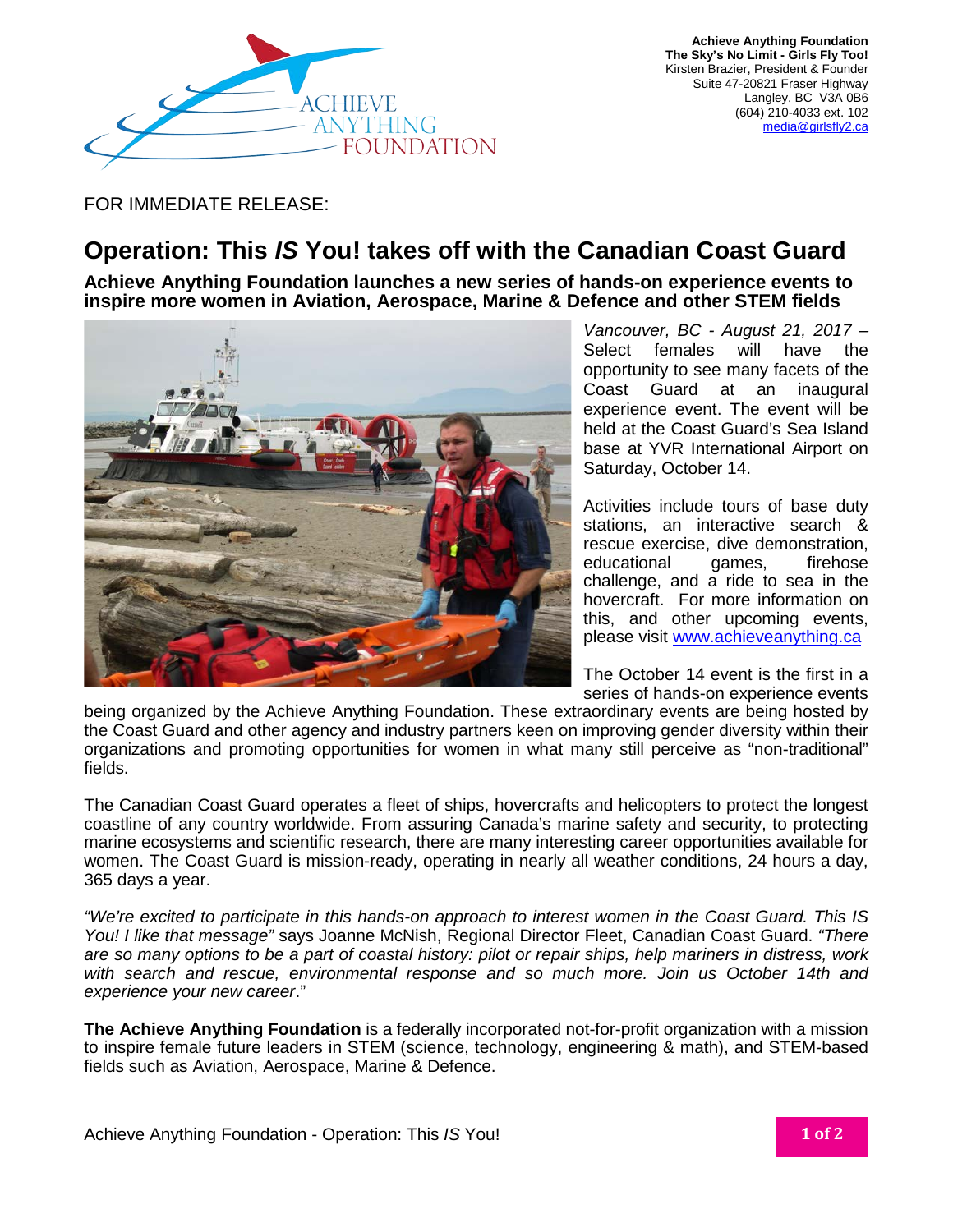**Achieve Anything Foundation**
**The Sky's No Limit - Girls Fly Too!**
Kirsten Brazier, President & Founder
Suite 47-20821 Fraser Highway
Langley, BC V3A 0B6
(604) 210-4033 ext. 102
media@girlsfly2.ca

FOR IMMEDIATE RELEASE:

# Operation: This *IS* You! takes off with the Canadian Coast Guard

**Achieve Anything Foundation launches a new series of hands-on experience events to inspire more women in Aviation, Aerospace, Marine & Defence and other STEM fields**

*Vancouver, BC - August 21, 2017* – Select females will have the opportunity to see many facets of the Coast Guard at an inaugural experience event. The event will be held at the Coast Guard's Sea Island base at YVR International Airport on Saturday, October 14.

Activities include tours of base duty stations, an interactive search & rescue exercise, dive demonstration, educational games, firehose challenge, and a ride to sea in the hovercraft. For more information on this, and other upcoming events, please visit www.achieveanything.ca

The October 14 event is the first in a series of hands-on experience events being organized by the Achieve Anything Foundation. These extraordinary events are being hosted by the Coast Guard and other agency and industry partners keen on improving gender diversity within their organizations and promoting opportunities for women in what many still perceive as "non-traditional" fields.

The Canadian Coast Guard operates a fleet of ships, hovercrafts and helicopters to protect the longest coastline of any country worldwide. From assuring Canada's marine safety and security, to protecting marine ecosystems and scientific research, there are many interesting career opportunities available for women. The Coast Guard is mission-ready, operating in nearly all weather conditions, 24 hours a day, 365 days a year.

*"We're excited to participate in this hands-on approach to interest women in the Coast Guard. This IS You! I like that message"* says Joanne McNish, Regional Director Fleet, Canadian Coast Guard. *"There are so many options to be a part of coastal history: pilot or repair ships, help mariners in distress, work with search and rescue, environmental response and so much more. Join us October 14th and experience your new career*."

**The Achieve Anything Foundation** is a federally incorporated not-for-profit organization with a mission to inspire female future leaders in STEM (science, technology, engineering & math), and STEM-based fields such as Aviation, Aerospace, Marine & Defence.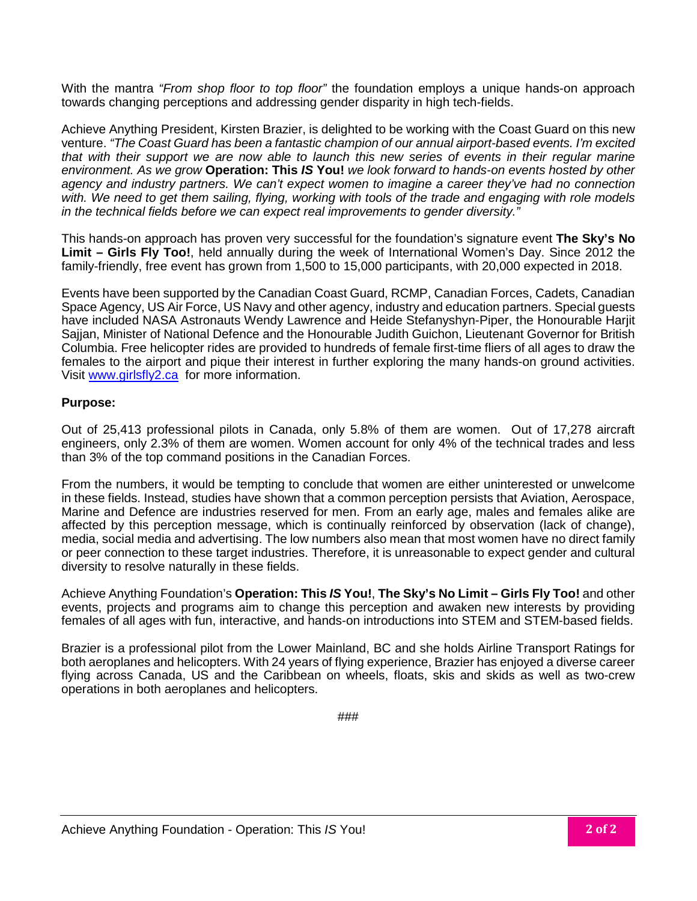With the mantra *"From shop floor to top floor"* the foundation employs a unique hands-on approach towards changing perceptions and addressing gender disparity in high tech-fields.

Achieve Anything President, Kirsten Brazier, is delighted to be working with the Coast Guard on this new venture. *"The Coast Guard has been a fantastic champion of our annual airport-based events. I'm excited that with their support we are now able to launch this new series of events in their regular marine environment. As we grow* **Operation: This *IS* You!** *we look forward to hands-on events hosted by other agency and industry partners. We can't expect women to imagine a career they've had no connection with. We need to get them sailing, flying, working with tools of the trade and engaging with role models in the technical fields before we can expect real improvements to gender diversity."*

This hands-on approach has proven very successful for the foundation's signature event **The Sky's No Limit – Girls Fly Too!**, held annually during the week of International Women's Day. Since 2012 the family-friendly, free event has grown from 1,500 to 15,000 participants, with 20,000 expected in 2018.

Events have been supported by the Canadian Coast Guard, RCMP, Canadian Forces, Cadets, Canadian Space Agency, US Air Force, US Navy and other agency, industry and education partners. Special guests have included NASA Astronauts Wendy Lawrence and Heide Stefanyshyn-Piper, the Honourable Harjit Sajjan, Minister of National Defence and the Honourable Judith Guichon, Lieutenant Governor for British Columbia. Free helicopter rides are provided to hundreds of female first-time fliers of all ages to draw the females to the airport and pique their interest in further exploring the many hands-on ground activities. Visit [www.girlsfly2.ca](http://www.girlsfly2.ca) for more information.

**Purpose:**

Out of 25,413 professional pilots in Canada, only 5.8% of them are women. Out of 17,278 aircraft engineers, only 2.3% of them are women. Women account for only 4% of the technical trades and less than 3% of the top command positions in the Canadian Forces.

From the numbers, it would be tempting to conclude that women are either uninterested or unwelcome in these fields. Instead, studies have shown that a common perception persists that Aviation, Aerospace, Marine and Defence are industries reserved for men. From an early age, males and females alike are affected by this perception message, which is continually reinforced by observation (lack of change), media, social media and advertising. The low numbers also mean that most women have no direct family or peer connection to these target industries. Therefore, it is unreasonable to expect gender and cultural diversity to resolve naturally in these fields.

Achieve Anything Foundation's **Operation: This *IS* You!**, **The Sky's No Limit – Girls Fly Too!** and other events, projects and programs aim to change this perception and awaken new interests by providing females of all ages with fun, interactive, and hands-on introductions into STEM and STEM-based fields.

Brazier is a professional pilot from the Lower Mainland, BC and she holds Airline Transport Ratings for both aeroplanes and helicopters. With 24 years of flying experience, Brazier has enjoyed a diverse career flying across Canada, US and the Caribbean on wheels, floats, skis and skids as well as two-crew operations in both aeroplanes and helicopters.

###